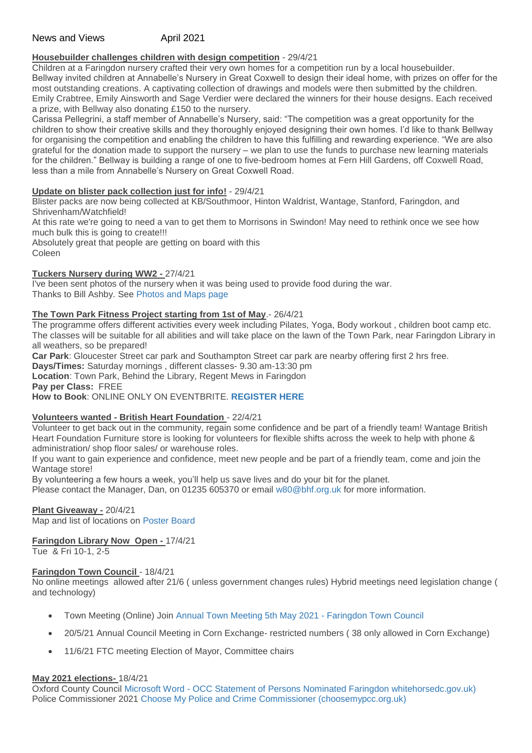News and Views April 2021

**Housebuilder challenges children with design competition** - 29/4/21

Children at a Faringdon nursery crafted their very own homes for a competition run by a local housebuilder. Bellway invited children at Annabelle's Nursery in Great Coxwell to design their ideal home, with prizes on offer for the most outstanding creations. A captivating collection of drawings and models were then submitted by the children. Emily Crabtree, Emily Ainsworth and Sage Verdier were declared the winners for their house designs. Each received a prize, with Bellway also donating £150 to the nursery.

Carissa Pellegrini, a staff member of Annabelle's Nursery, said: "The competition was a great opportunity for the children to show their creative skills and they thoroughly enjoyed designing their own homes. I'd like to thank Bellway for organising the competition and enabling the children to have this fulfilling and rewarding experience. "We are also grateful for the donation made to support the nursery – we plan to use the funds to purchase new learning materials for the children." Bellway is building a range of one to five-bedroom homes at Fern Hill Gardens, off Coxwell Road, less than a mile from Annabelle's Nursery on Great Coxwell Road.

**Update on blister pack collection just for info!** - 29/4/21

Blister packs are now being collected at KB/Southmoor, Hinton Waldrist, Wantage, Stanford, Faringdon, and Shrivenham/Watchfield!

At this rate we're going to need a van to get them to Morrisons in Swindon! May need to rethink once we see how much bulk this is going to create!!!

Absolutely great that people are getting on board with this

Coleen

**Tuckers Nursery during WW2 -** 27/4/21

I've been sent photos of the nursery when it was being used to provide food during the war.

Thanks to Bill Ashby. See Photos and Maps page

**The Town Park Fitness Project starting from 1st of May**.- 26/4/21

The programme offers different activities every week including Pilates, Yoga, Body workout , children boot camp etc. The classes will be suitable for all abilities and will take place on the lawn of the Town Park, near Faringdon Library in all weathers, so be prepared!

**Car Park**: Gloucester Street car park and Southampton Street car park are nearby offering first 2 hrs free.

**Days/Times:** Saturday mornings , different classes- 9.30 am-13:30 pm

**Location**: Town Park, Behind the Library, Regent Mews in Faringdon

**Pay per Class:** FREE

**How to Book**: ONLINE ONLY ON EVENTBRITE. **REGISTER HERE**

**Volunteers wanted - British Heart Foundation** - 22/4/21

Volunteer to get back out in the community, regain some confidence and be part of a friendly team! Wantage British Heart Foundation Furniture store is looking for volunteers for flexible shifts across the week to help with phone & administration/ shop floor sales/ or warehouse roles.

If you want to gain experience and confidence, meet new people and be part of a friendly team, come and join the Wantage store!

By volunteering a few hours a week, you'll help us save lives and do your bit for the planet.

Please contact the Manager, Dan, on 01235 605370 or email w80@bhf.org.uk for more information.

**Plant Giveaway -** 20/4/21

Map and list of locations on Poster Board

**Faringdon Library Now Open -** 17/4/21

Tue & Fri 10-1, 2-5

**Faringdon Town Council** - 18/4/21

No online meetings allowed after 21/6 ( unless government changes rules) Hybrid meetings need legislation change ( and technology)

- Town Meeting (Online) Join Annual Town Meeting 5th May 2021 - Faringdon Town Council
- 20/5/21 Annual Council Meeting in Corn Exchange- restricted numbers ( 38 only allowed in Corn Exchange)
- 11/6/21 FTC meeting Election of Mayor, Committee chairs

**May 2021 elections-** 18/4/21

Oxford County Council Microsoft Word - OCC Statement of Persons Nominated Faringdon whitehorsedc.gov.uk)

Police Commissioner 2021 Choose My Police and Crime Commissioner (choosemypcc.org.uk)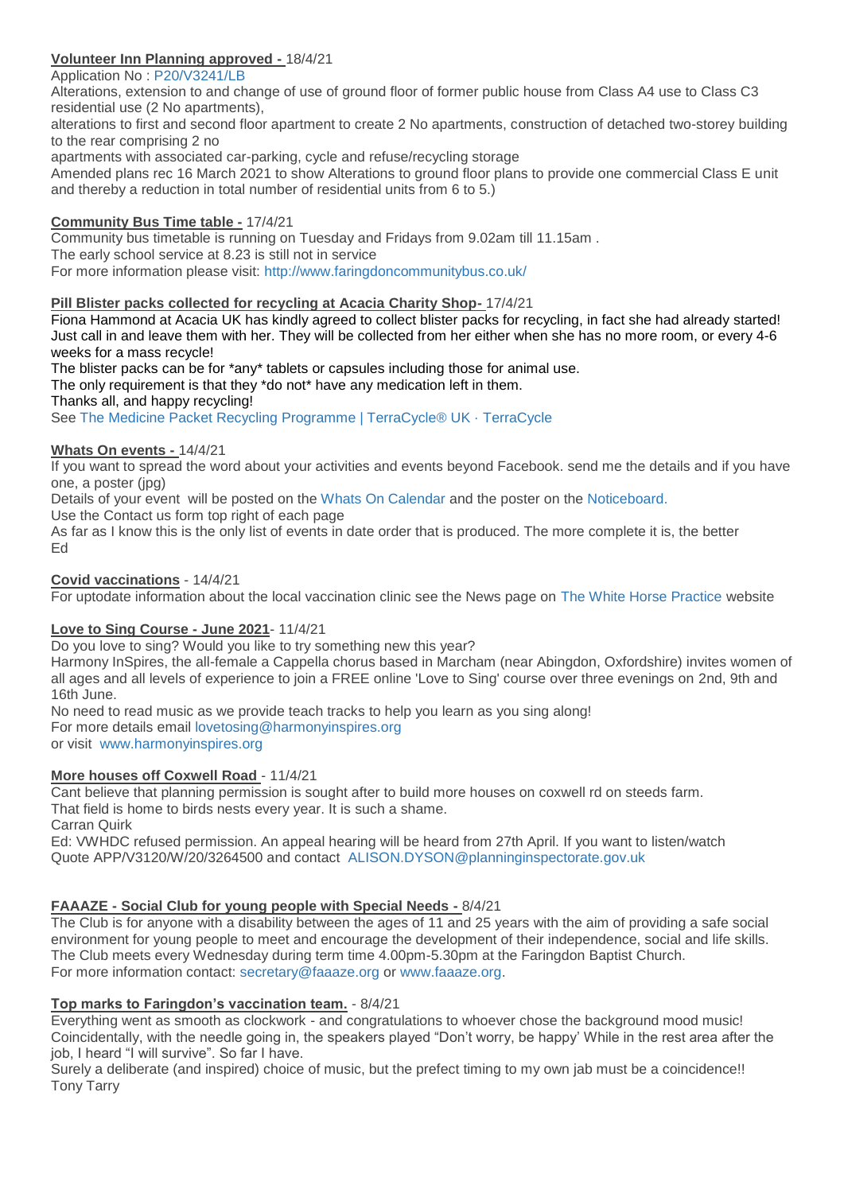**Volunteer Inn Planning approved -** 18/4/21

Application No : P20/V3241/LB

Alterations, extension to and change of use of ground floor of former public house from Class A4 use to Class C3 residential use (2 No apartments),

alterations to first and second floor apartment to create 2 No apartments, construction of detached two-storey building to the rear comprising 2 no

apartments with associated car-parking, cycle and refuse/recycling storage

Amended plans rec 16 March 2021 to show Alterations to ground floor plans to provide one commercial Class E unit and thereby a reduction in total number of residential units from 6 to 5.)

**Community Bus Time table -** 17/4/21

Community bus timetable is running on Tuesday and Fridays from 9.02am till 11.15am .

The early school service at 8.23 is still not in service

For more information please visit: http://www.faringdoncommunitybus.co.uk/

**Pill Blister packs collected for recycling at Acacia Charity Shop-** 17/4/21

Fiona Hammond at Acacia UK has kindly agreed to collect blister packs for recycling, in fact she had already started! Just call in and leave them with her. They will be collected from her either when she has no more room, or every 4-6 weeks for a mass recycle!

The blister packs can be for *any* tablets or capsules including those for animal use.

The only requirement is that they *do not* have any medication left in them.

Thanks all, and happy recycling!

See The Medicine Packet Recycling Programme | TerraCycle® UK · TerraCycle

**Whats On events -** 14/4/21

If you want to spread the word about your activities and events beyond Facebook. send me the details and if you have one, a poster (jpg)

Details of your event will be posted on the Whats On Calendar and the poster on the Noticeboard.

Use the Contact us form top right of each page

As far as I know this is the only list of events in date order that is produced. The more complete it is, the better

Ed

**Covid vaccinations** - 14/4/21

For uptodate information about the local vaccination clinic see the News page on The White Horse Practice website

**Love to Sing Course - June 2021**- 11/4/21

Do you love to sing? Would you like to try something new this year?

Harmony InSpires, the all-female a Cappella chorus based in Marcham (near Abingdon, Oxfordshire) invites women of all ages and all levels of experience to join a FREE online 'Love to Sing' course over three evenings on 2nd, 9th and 16th June.

No need to read music as we provide teach tracks to help you learn as you sing along!

For more details email lovetosing@harmonyinspires.org

or visit www.harmonyinspires.org

**More houses off Coxwell Road** - 11/4/21

Cant believe that planning permission is sought after to build more houses on coxwell rd on steeds farm.

That field is home to birds nests every year. It is such a shame.

Carran Quirk

Ed: VWHDC refused permission. An appeal hearing will be heard from 27th April. If you want to listen/watch Quote APP/V3120/W/20/3264500 and contact ALISON.DYSON@planninginspectorate.gov.uk

**FAAAZE - Social Club for young people with Special Needs -** 8/4/21

The Club is for anyone with a disability between the ages of 11 and 25 years with the aim of providing a safe social environment for young people to meet and encourage the development of their independence, social and life skills. The Club meets every Wednesday during term time 4.00pm-5.30pm at the Faringdon Baptist Church.

For more information contact: secretary@faaaze.org or www.faaaze.org.

**Top marks to Faringdon's vaccination team.** - 8/4/21

Everything went as smooth as clockwork - and congratulations to whoever chose the background mood music! Coincidentally, with the needle going in, the speakers played "Don't worry, be happy' While in the rest area after the job, I heard "I will survive". So far I have.

Surely a deliberate (and inspired) choice of music, but the prefect timing to my own jab must be a coincidence!!

Tony Tarry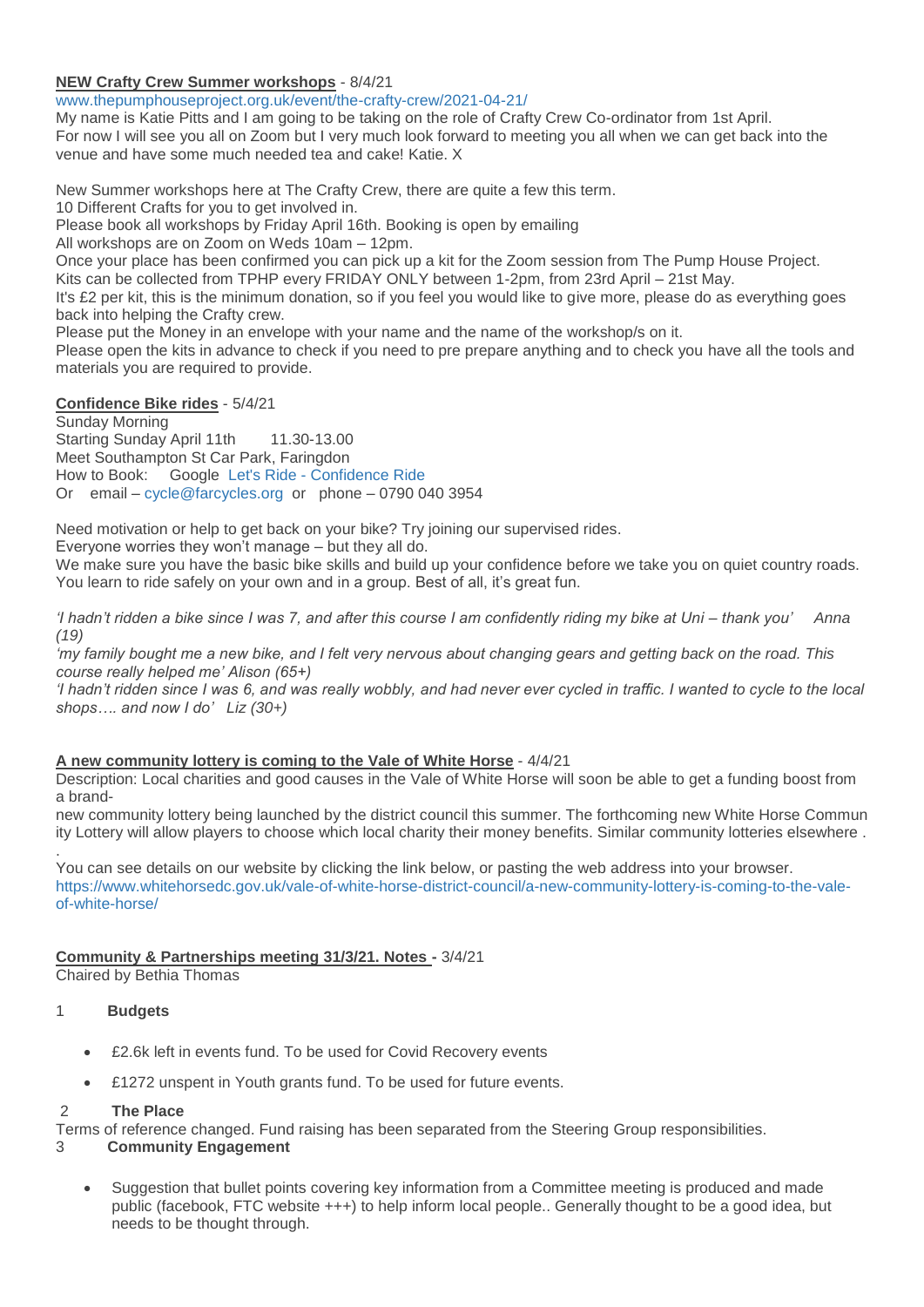**NEW Crafty Crew Summer workshops** - 8/4/21

www.thepumphouseproject.org.uk/event/the-crafty-crew/2021-04-21/

My name is Katie Pitts and I am going to be taking on the role of Crafty Crew Co-ordinator from 1st April.
For now I will see you all on Zoom but I very much look forward to meeting you all when we can get back into the venue and have some much needed tea and cake! Katie. X

New Summer workshops here at The Crafty Crew, there are quite a few this term.
10 Different Crafts for you to get involved in.
Please book all workshops by Friday April 16th. Booking is open by emailing
All workshops are on Zoom on Weds 10am – 12pm.
Once your place has been confirmed you can pick up a kit for the Zoom session from The Pump House Project.
Kits can be collected from TPHP every FRIDAY ONLY between 1-2pm, from 23rd April – 21st May.
It's £2 per kit, this is the minimum donation, so if you feel you would like to give more, please do as everything goes back into helping the Crafty crew.
Please put the Money in an envelope with your name and the name of the workshop/s on it.
Please open the kits in advance to check if you need to pre prepare anything and to check you have all the tools and materials you are required to provide.

**Confidence Bike rides** - 5/4/21

Sunday Morning
Starting Sunday April 11th 11.30-13.00
Meet Southampton St Car Park, Faringdon
How to Book: Google Let's Ride - Confidence Ride
Or email – cycle@farcycles.org or phone – 0790 040 3954

Need motivation or help to get back on your bike? Try joining our supervised rides.
Everyone worries they won't manage – but they all do.
We make sure you have the basic bike skills and build up your confidence before we take you on quiet country roads.
You learn to ride safely on your own and in a group. Best of all, it's great fun.

*'I hadn't ridden a bike since I was 7, and after this course I am confidently riding my bike at Uni – thank you' Anna (19)*

*'my family bought me a new bike, and I felt very nervous about changing gears and getting back on the road. This course really helped me' Alison (65+)*

*'I hadn't ridden since I was 6, and was really wobbly, and had never ever cycled in traffic. I wanted to cycle to the local shops…. and now I do' Liz (30+)*

**A new community lottery is coming to the Vale of White Horse** - 4/4/21

Description: Local charities and good causes in the Vale of White Horse will soon be able to get a funding boost from a brand-
new community lottery being launched by the district council this summer. The forthcoming new White Horse Commun ity Lottery will allow players to choose which local charity their money benefits. Similar community lotteries elsewhere .
.
You can see details on our website by clicking the link below, or pasting the web address into your browser.
https://www.whitehorsedc.gov.uk/vale-of-white-horse-district-council/a-new-community-lottery-is-coming-to-the-vale-of-white-horse/

**Community & Partnerships meeting 31/3/21. Notes -** 3/4/21

Chaired by Bethia Thomas

1 **Budgets**

- £2.6k left in events fund. To be used for Covid Recovery events
- £1272 unspent in Youth grants fund. To be used for future events.

2 **The Place**

Terms of reference changed. Fund raising has been separated from the Steering Group responsibilities.

3 **Community Engagement**

- Suggestion that bullet points covering key information from a Committee meeting is produced and made public (facebook, FTC website +++) to help inform local people.. Generally thought to be a good idea, but needs to be thought through.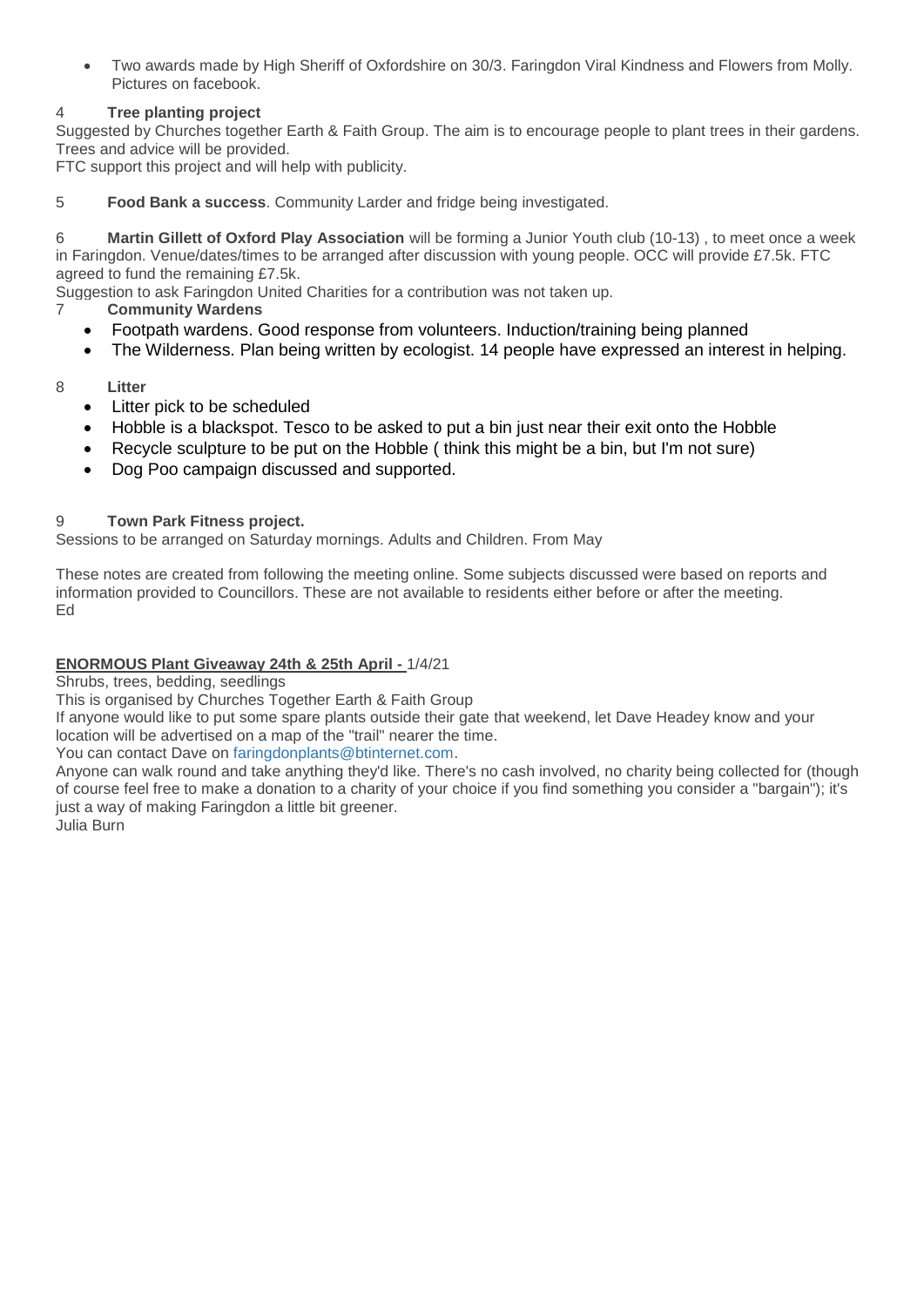- Two awards made by High Sheriff of Oxfordshire on 30/3. Faringdon Viral Kindness and Flowers from Molly. Pictures on facebook.

4 **Tree planting project**

Suggested by Churches together Earth & Faith Group. The aim is to encourage people to plant trees in their gardens. Trees and advice will be provided.

FTC support this project and will help with publicity.

5 **Food Bank a success**. Community Larder and fridge being investigated.

6 **Martin Gillett of Oxford Play Association** will be forming a Junior Youth club (10-13) , to meet once a week in Faringdon. Venue/dates/times to be arranged after discussion with young people. OCC will provide £7.5k. FTC agreed to fund the remaining £7.5k.

Suggestion to ask Faringdon United Charities for a contribution was not taken up.

7 **Community Wardens**

- Footpath wardens. Good response from volunteers. Induction/training being planned
- The Wilderness. Plan being written by ecologist. 14 people have expressed an interest in helping.

8 **Litter**

- Litter pick to be scheduled
- Hobble is a blackspot. Tesco to be asked to put a bin just near their exit onto the Hobble
- Recycle sculpture to be put on the Hobble ( think this might be a bin, but I'm not sure)
- Dog Poo campaign discussed and supported.

9 **Town Park Fitness project.**

Sessions to be arranged on Saturday mornings. Adults and Children. From May

These notes are created from following the meeting online. Some subjects discussed were based on reports and information provided to Councillors. These are not available to residents either before or after the meeting.
Ed

**ENORMOUS Plant Giveaway 24th & 25th April -** 1/4/21

Shrubs, trees, bedding, seedlings

This is organised by Churches Together Earth & Faith Group

If anyone would like to put some spare plants outside their gate that weekend, let Dave Headey know and your location will be advertised on a map of the "trail" nearer the time.

You can contact Dave on faringdonplants@btinternet.com.

Anyone can walk round and take anything they'd like. There's no cash involved, no charity being collected for (though of course feel free to make a donation to a charity of your choice if you find something you consider a "bargain"); it's just a way of making Faringdon a little bit greener.

Julia Burn